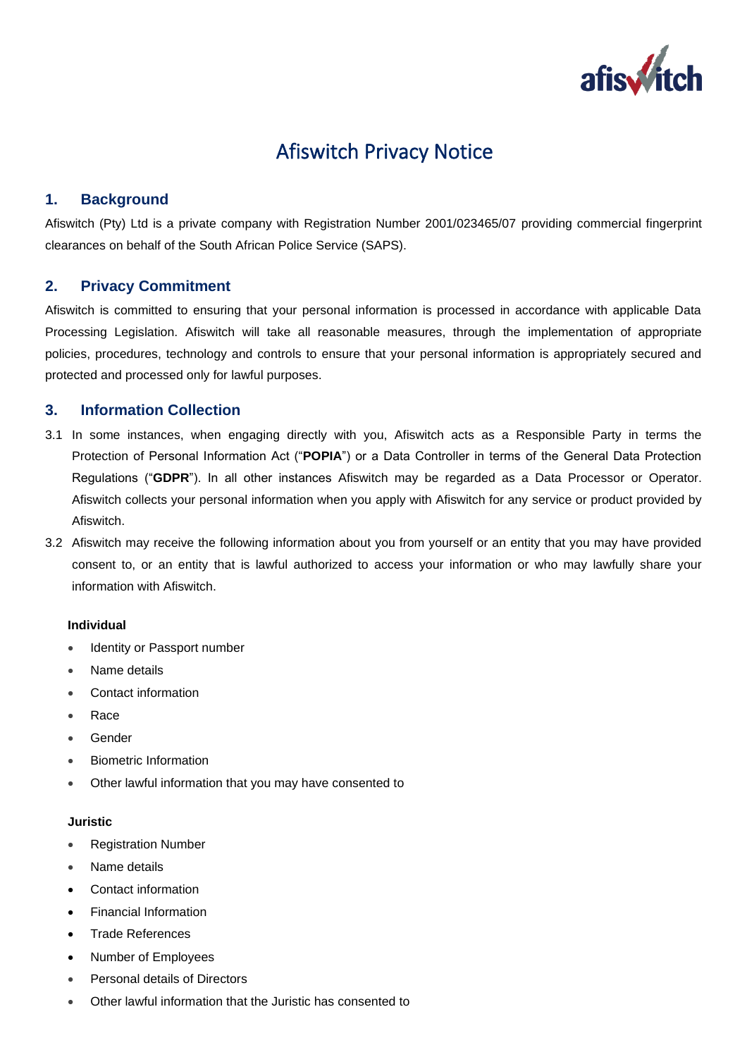# Afiswitch Privacy Notice

## 1. Background

Afiswitch (Pty) Ltd is a private company with Registration Number 2001/023465/07 providing commercial fingerprint clearances on behalf of the South African Police Service (SAPS).

## 2. Privacy Commitment

Afiswitch is committed to ensuring that your personal information is processed in accordance with applicable Data Processing Legislation. Afiswitch will take all reasonable measures, through the implementation of appropriate policies, procedures, technology and controls to ensure that your personal information is appropriately secured and protected and processed only for lawful purposes.

## 3. Information Collection

3.1 In some instances, when engaging directly with you, Afiswitch acts as a Responsible Party in terms the Protection of Personal Information Act ("**POPIA**") or a Data Controller in terms of the General Data Protection Regulations ("**GDPR**"). In all other instances Afiswitch may be regarded as a Data Processor or Operator. Afiswitch collects your personal information when you apply with Afiswitch for any service or product provided by Afiswitch.

3.2 Afiswitch may receive the following information about you from yourself or an entity that you may have provided consent to, or an entity that is lawful authorized to access your information or who may lawfully share your information with Afiswitch.

**Individual**

- Identity or Passport number
- Name details
- Contact information
- Race
- Gender
- Biometric Information
- Other lawful information that you may have consented to

**Juristic**

- Registration Number
- Name details
- Contact information
- Financial Information
- Trade References
- Number of Employees
- Personal details of Directors
- Other lawful information that the Juristic has consented to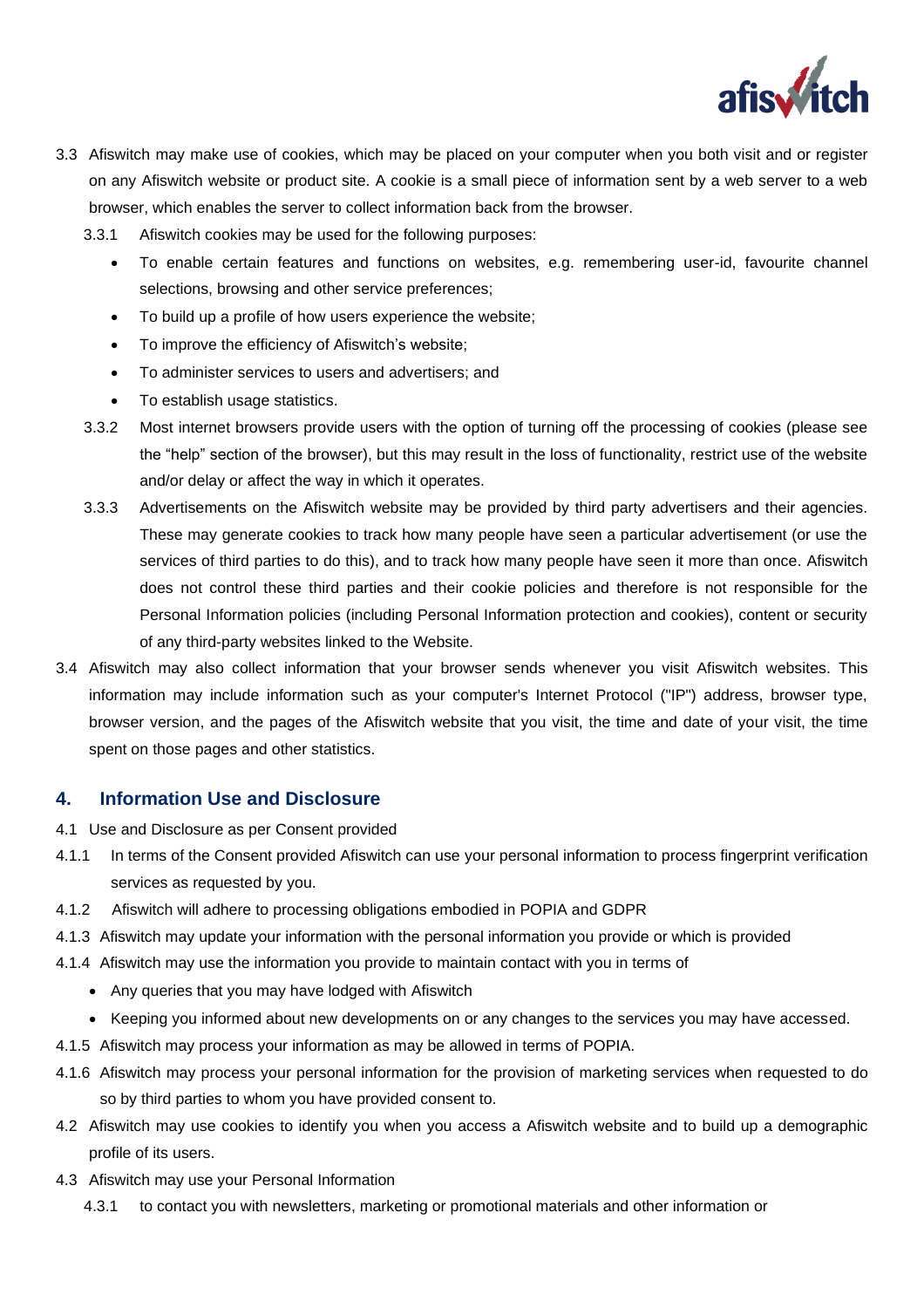3.3 Afiswitch may make use of cookies, which may be placed on your computer when you both visit and or register on any Afiswitch website or product site. A cookie is a small piece of information sent by a web server to a web browser, which enables the server to collect information back from the browser.

3.3.1 Afiswitch cookies may be used for the following purposes:

- To enable certain features and functions on websites, e.g. remembering user-id, favourite channel selections, browsing and other service preferences;
- To build up a profile of how users experience the website;
- To improve the efficiency of Afiswitch's website;
- To administer services to users and advertisers; and
- To establish usage statistics.

3.3.2 Most internet browsers provide users with the option of turning off the processing of cookies (please see the "help" section of the browser), but this may result in the loss of functionality, restrict use of the website and/or delay or affect the way in which it operates.

3.3.3 Advertisements on the Afiswitch website may be provided by third party advertisers and their agencies. These may generate cookies to track how many people have seen a particular advertisement (or use the services of third parties to do this), and to track how many people have seen it more than once. Afiswitch does not control these third parties and their cookie policies and therefore is not responsible for the Personal Information policies (including Personal Information protection and cookies), content or security of any third-party websites linked to the Website.

3.4 Afiswitch may also collect information that your browser sends whenever you visit Afiswitch websites. This information may include information such as your computer's Internet Protocol ("IP") address, browser type, browser version, and the pages of the Afiswitch website that you visit, the time and date of your visit, the time spent on those pages and other statistics.

## 4. Information Use and Disclosure

4.1 Use and Disclosure as per Consent provided

4.1.1 In terms of the Consent provided Afiswitch can use your personal information to process fingerprint verification services as requested by you.

4.1.2 Afiswitch will adhere to processing obligations embodied in POPIA and GDPR

4.1.3 Afiswitch may update your information with the personal information you provide or which is provided

4.1.4 Afiswitch may use the information you provide to maintain contact with you in terms of

- Any queries that you may have lodged with Afiswitch
- Keeping you informed about new developments on or any changes to the services you may have accessed.

4.1.5 Afiswitch may process your information as may be allowed in terms of POPIA.

4.1.6 Afiswitch may process your personal information for the provision of marketing services when requested to do so by third parties to whom you have provided consent to.

4.2 Afiswitch may use cookies to identify you when you access a Afiswitch website and to build up a demographic profile of its users.

4.3 Afiswitch may use your Personal Information

4.3.1 to contact you with newsletters, marketing or promotional materials and other information or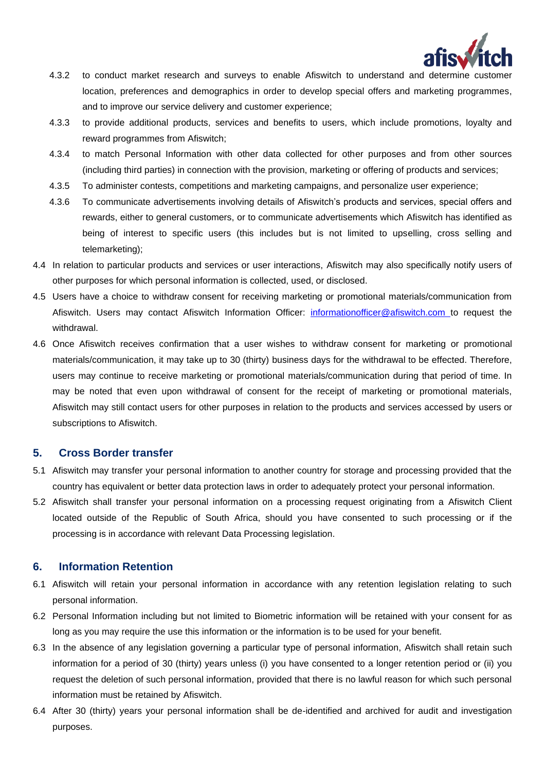4.3.2 to conduct market research and surveys to enable Afiswitch to understand and determine customer location, preferences and demographics in order to develop special offers and marketing programmes, and to improve our service delivery and customer experience;

4.3.3 to provide additional products, services and benefits to users, which include promotions, loyalty and reward programmes from Afiswitch;

4.3.4 to match Personal Information with other data collected for other purposes and from other sources (including third parties) in connection with the provision, marketing or offering of products and services;

4.3.5 To administer contests, competitions and marketing campaigns, and personalize user experience;

4.3.6 To communicate advertisements involving details of Afiswitch's products and services, special offers and rewards, either to general customers, or to communicate advertisements which Afiswitch has identified as being of interest to specific users (this includes but is not limited to upselling, cross selling and telemarketing);

4.4 In relation to particular products and services or user interactions, Afiswitch may also specifically notify users of other purposes for which personal information is collected, used, or disclosed.

4.5 Users have a choice to withdraw consent for receiving marketing or promotional materials/communication from Afiswitch. Users may contact Afiswitch Information Officer: informationofficer@afiswitch.com to request the withdrawal.

4.6 Once Afiswitch receives confirmation that a user wishes to withdraw consent for marketing or promotional materials/communication, it may take up to 30 (thirty) business days for the withdrawal to be effected. Therefore, users may continue to receive marketing or promotional materials/communication during that period of time. In may be noted that even upon withdrawal of consent for the receipt of marketing or promotional materials, Afiswitch may still contact users for other purposes in relation to the products and services accessed by users or subscriptions to Afiswitch.

## 5. Cross Border transfer

5.1 Afiswitch may transfer your personal information to another country for storage and processing provided that the country has equivalent or better data protection laws in order to adequately protect your personal information.

5.2 Afiswitch shall transfer your personal information on a processing request originating from a Afiswitch Client located outside of the Republic of South Africa, should you have consented to such processing or if the processing is in accordance with relevant Data Processing legislation.

## 6. Information Retention

6.1 Afiswitch will retain your personal information in accordance with any retention legislation relating to such personal information.

6.2 Personal Information including but not limited to Biometric information will be retained with your consent for as long as you may require the use this information or the information is to be used for your benefit.

6.3 In the absence of any legislation governing a particular type of personal information, Afiswitch shall retain such information for a period of 30 (thirty) years unless (i) you have consented to a longer retention period or (ii) you request the deletion of such personal information, provided that there is no lawful reason for which such personal information must be retained by Afiswitch.

6.4 After 30 (thirty) years your personal information shall be de-identified and archived for audit and investigation purposes.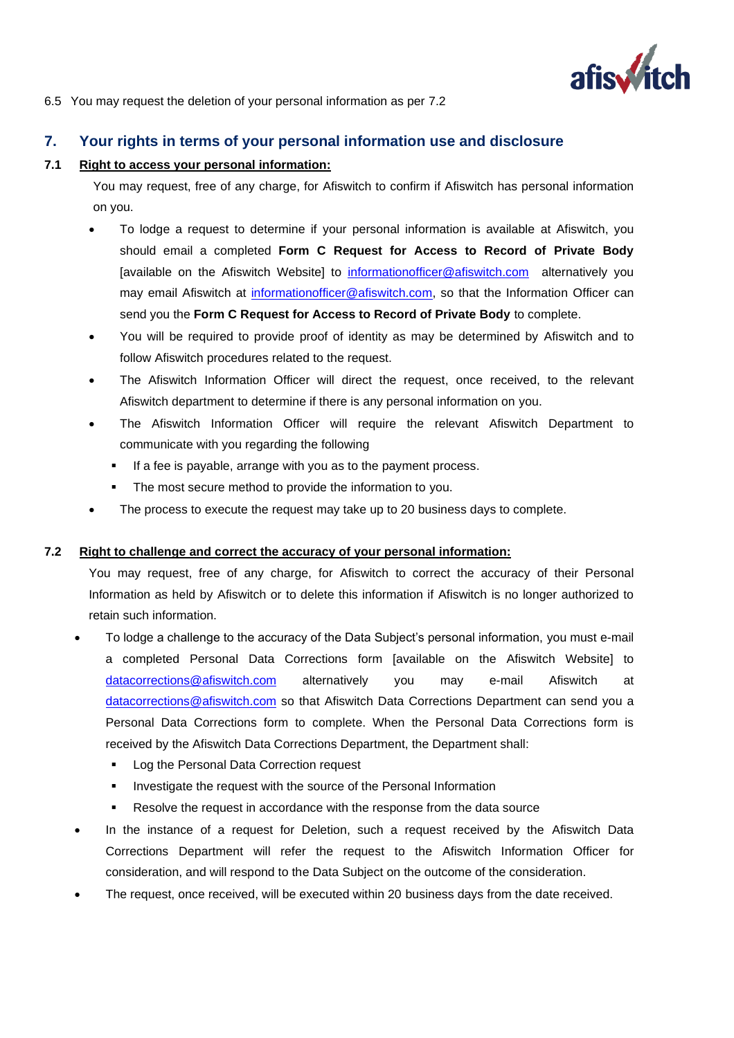6.5 You may request the deletion of your personal information as per 7.2

## 7. Your rights in terms of your personal information use and disclosure

### 7.1 Right to access your personal information:

You may request, free of any charge, for Afiswitch to confirm if Afiswitch has personal information on you.

- To lodge a request to determine if your personal information is available at Afiswitch, you should email a completed **Form C Request for Access to Record of Private Body** [available on the Afiswitch Website] to informationofficer@afiswitch.com alternatively you may email Afiswitch at informationofficer@afiswitch.com, so that the Information Officer can send you the **Form C Request for Access to Record of Private Body** to complete.
- You will be required to provide proof of identity as may be determined by Afiswitch and to follow Afiswitch procedures related to the request.
- The Afiswitch Information Officer will direct the request, once received, to the relevant Afiswitch department to determine if there is any personal information on you.
- The Afiswitch Information Officer will require the relevant Afiswitch Department to communicate with you regarding the following
  - If a fee is payable, arrange with you as to the payment process.
  - The most secure method to provide the information to you.
- The process to execute the request may take up to 20 business days to complete.

### 7.2 Right to challenge and correct the accuracy of your personal information:

You may request, free of any charge, for Afiswitch to correct the accuracy of their Personal Information as held by Afiswitch or to delete this information if Afiswitch is no longer authorized to retain such information.

- To lodge a challenge to the accuracy of the Data Subject's personal information, you must e-mail a completed Personal Data Corrections form [available on the Afiswitch Website] to datacorrections@afiswitch.com alternatively you may e-mail Afiswitch at datacorrections@afiswitch.com so that Afiswitch Data Corrections Department can send you a Personal Data Corrections form to complete. When the Personal Data Corrections form is received by the Afiswitch Data Corrections Department, the Department shall:
  - Log the Personal Data Correction request
  - Investigate the request with the source of the Personal Information
  - Resolve the request in accordance with the response from the data source
- In the instance of a request for Deletion, such a request received by the Afiswitch Data Corrections Department will refer the request to the Afiswitch Information Officer for consideration, and will respond to the Data Subject on the outcome of the consideration.
- The request, once received, will be executed within 20 business days from the date received.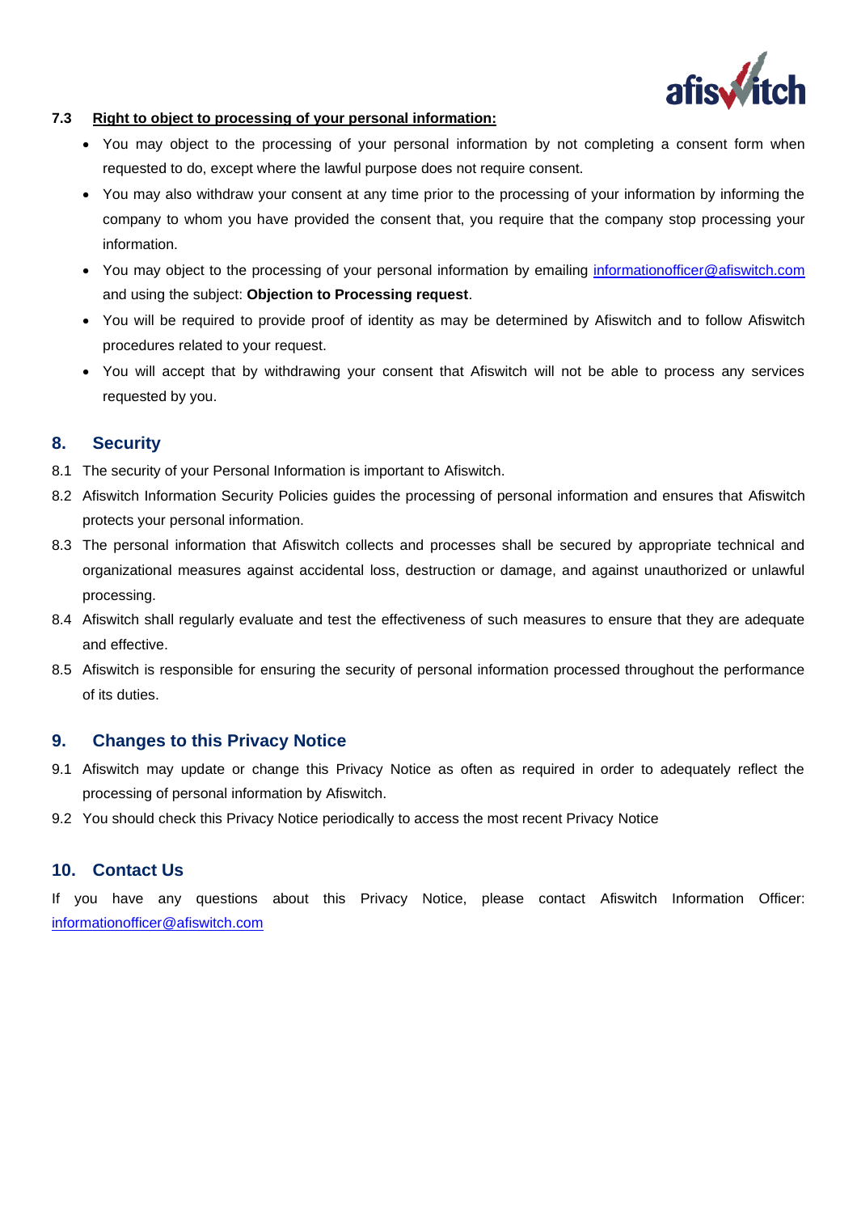### 7.3 Right to object to processing of your personal information:

- You may object to the processing of your personal information by not completing a consent form when requested to do, except where the lawful purpose does not require consent.
- You may also withdraw your consent at any time prior to the processing of your information by informing the company to whom you have provided the consent that, you require that the company stop processing your information.
- You may object to the processing of your personal information by emailing informationofficer@afiswitch.com and using the subject: **Objection to Processing request**.
- You will be required to provide proof of identity as may be determined by Afiswitch and to follow Afiswitch procedures related to your request.
- You will accept that by withdrawing your consent that Afiswitch will not be able to process any services requested by you.

## 8. Security

8.1 The security of your Personal Information is important to Afiswitch.

8.2 Afiswitch Information Security Policies guides the processing of personal information and ensures that Afiswitch protects your personal information.

8.3 The personal information that Afiswitch collects and processes shall be secured by appropriate technical and organizational measures against accidental loss, destruction or damage, and against unauthorized or unlawful processing.

8.4 Afiswitch shall regularly evaluate and test the effectiveness of such measures to ensure that they are adequate and effective.

8.5 Afiswitch is responsible for ensuring the security of personal information processed throughout the performance of its duties.

## 9. Changes to this Privacy Notice

9.1 Afiswitch may update or change this Privacy Notice as often as required in order to adequately reflect the processing of personal information by Afiswitch.

9.2 You should check this Privacy Notice periodically to access the most recent Privacy Notice

## 10. Contact Us

If you have any questions about this Privacy Notice, please contact Afiswitch Information Officer: informationofficer@afiswitch.com